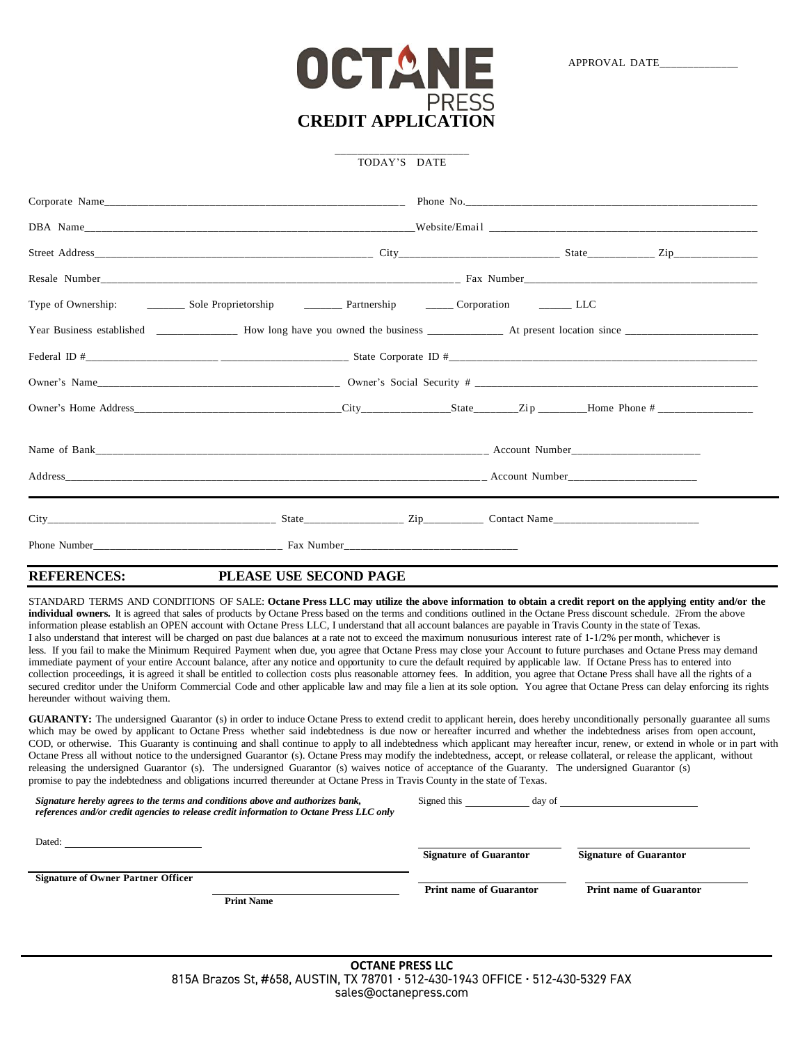# OCTANE PRESS

# CREDIT APPLICATION

APPROVAL DATE_____________

_____________________
TODAY'S DATE

Corporate Name_______________________________________________ Phone No.____________________________________________

DBA Name____________________________________________________Website/Email ___________________________________________

Street Address__________________________________________ City__________________________ State___________ Zip______________

Resale Number________________________________________________________ Fax Number_____________________________________

Type of Ownership: _______ Sole Proprietorship _______ Partnership _____ Corporation ______ LLC

Year Business established ______________ How long have you owned the business _____________ At present location since ________________________

Federal ID #_______________________ ______________________ State Corporate ID #__________________________________________________

Owner's Name__________________________________________ Owner's Social Security # ______________________________________________

Owner's Home Address__________________________________City________________State________Zip ________Home Phone # ________________

Name of Bank_______________________________________________________________ Account Number______________________

Address____________________________________________________________________ Account Number______________________

City_______________________________________ State_________________ Zip__________ Contact Name__________________________

Phone Number__________________________________ Fax Number______________________________

**REFERENCES:** **PLEASE USE SECOND PAGE**

STANDARD TERMS AND CONDITIONS OF SALE: **Octane Press LLC may utilize the above information to obtain a credit report on the applying entity and/or the individual owners.** It is agreed that sales of products by Octane Press based on the terms and conditions outlined in the Octane Press discount schedule. 2From the above information please establish an OPEN account with Octane Press LLC, I understand that all account balances are payable in Travis County in the state of Texas. I also understand that interest will be charged on past due balances at a rate not to exceed the maximum nonusurious interest rate of 1-1/2% per month, whichever is less. If you fail to make the Minimum Required Payment when due, you agree that Octane Press may close your Account to future purchases and Octane Press may demand immediate payment of your entire Account balance, after any notice and opportunity to cure the default required by applicable law. If Octane Press has to entered into collection proceedings, it is agreed it shall be entitled to collection costs plus reasonable attorney fees. In addition, you agree that Octane Press shall have all the rights of a secured creditor under the Uniform Commercial Code and other applicable law and may file a lien at its sole option. You agree that Octane Press can delay enforcing its rights hereunder without waiving them.

**GUARANTY:** The undersigned Guarantor (s) in order to induce Octane Press to extend credit to applicant herein, does hereby unconditionally personally guarantee all sums which may be owed by applicant to Octane Press whether said indebtedness is due now or hereafter incurred and whether the indebtedness arises from open account, COD, or otherwise. This Guaranty is continuing and shall continue to apply to all indebtedness which applicant may hereafter incur, renew, or extend in whole or in part with Octane Press all without notice to the undersigned Guarantor (s). Octane Press may modify the indebtedness, accept, or release collateral, or release the applicant, without releasing the undersigned Guarantor (s). The undersigned Guarantor (s) waives notice of acceptance of the Guaranty. The undersigned Guarantor (s) promise to pay the indebtedness and obligations incurred thereunder at Octane Press in Travis County in the state of Texas.

***Signature hereby agrees to the terms and conditions above and authorizes bank, references and/or credit agencies to release credit information to Octane Press LLC only***

Signed this ____________ day of __________________________

Dated: __________________________

__________________________ __________________________
**Signature of Guarantor** **Signature of Guarantor**

__________________________________
**Signature of Owner Partner Officer**

__________________________ __________________________
**Print name of Guarantor** **Print name of Guarantor**

__________________________________
**Print Name**

**OCTANE PRESS LLC**
815A Brazos St, #658, AUSTIN, TX 78701 • 512-430-1943 OFFICE • 512-430-5329 FAX
sales@octanepress.com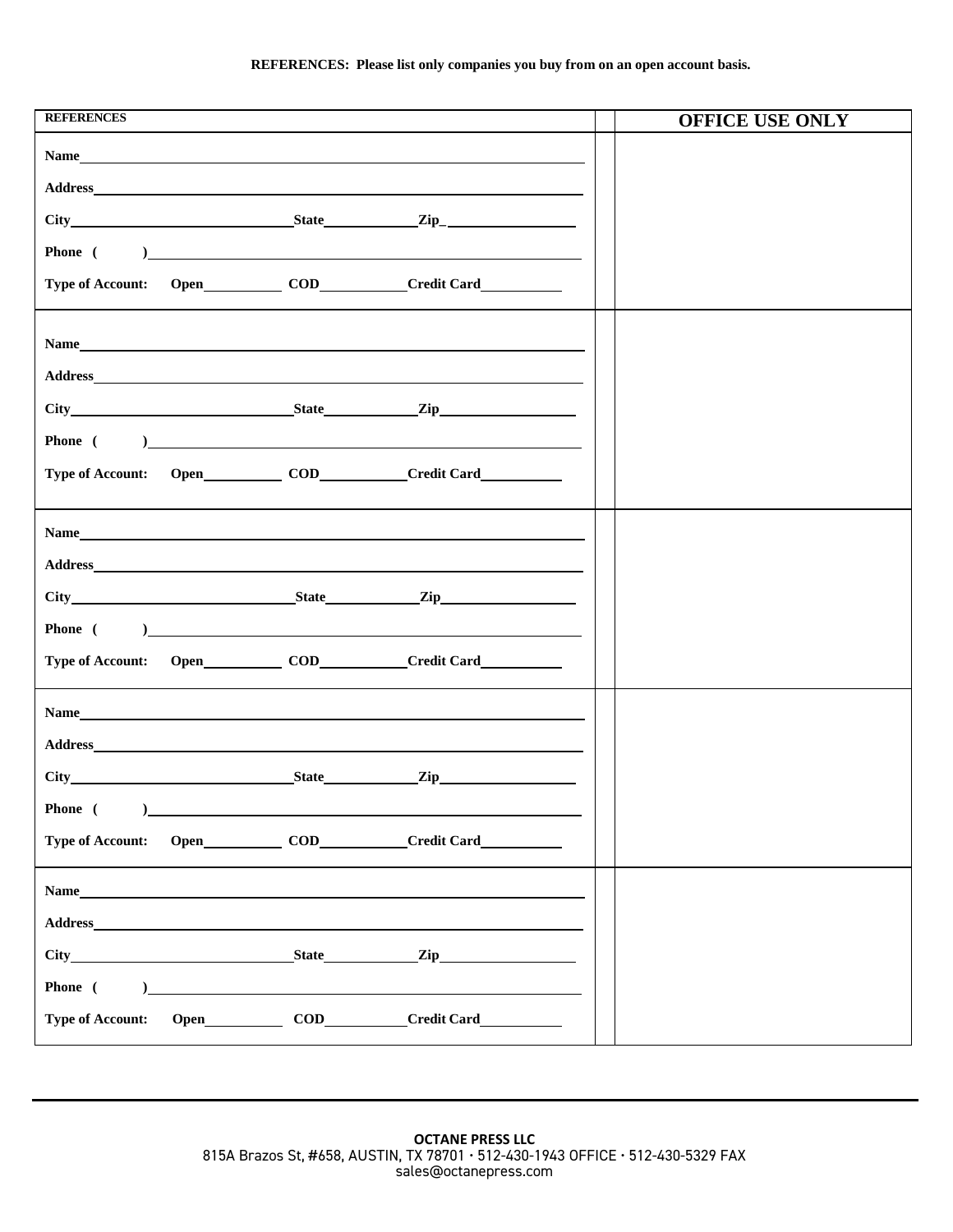**REFERENCES: Please list only companies you buy from on an open account basis.**

| REFERENCES | | OFFICE USE ONLY |
|---|---|---|
| **Name**\_\_\_\_\_\_\_\_\_\_\_\_\_\_\_\_\_\_\_\_<br>**Address**\_\_\_\_\_\_\_\_\_\_\_\_\_\_\_\_\_\_\_\_<br>**City**\_\_\_\_\_\_\_\_\_\_ **State**\_\_\_\_\_\_ **Zip**\_\_\_\_\_\_\_\_<br>**Phone (   )**\_\_\_\_\_\_\_\_\_\_\_\_\_\_\_\_\_\_\_\_<br>**Type of Account: Open**\_\_\_\_\_ **COD**\_\_\_\_\_ **Credit Card**\_\_\_\_\_ | | |
| **Name**\_\_\_\_\_\_\_\_\_\_\_\_\_\_\_\_\_\_\_\_<br>**Address**\_\_\_\_\_\_\_\_\_\_\_\_\_\_\_\_\_\_\_\_<br>**City**\_\_\_\_\_\_\_\_\_\_ **State**\_\_\_\_\_\_ **Zip**\_\_\_\_\_\_\_\_<br>**Phone (   )**\_\_\_\_\_\_\_\_\_\_\_\_\_\_\_\_\_\_\_\_<br>**Type of Account: Open**\_\_\_\_\_ **COD**\_\_\_\_\_ **Credit Card**\_\_\_\_\_ | | |
| **Name**\_\_\_\_\_\_\_\_\_\_\_\_\_\_\_\_\_\_\_\_<br>**Address**\_\_\_\_\_\_\_\_\_\_\_\_\_\_\_\_\_\_\_\_<br>**City**\_\_\_\_\_\_\_\_\_\_ **State**\_\_\_\_\_\_ **Zip**\_\_\_\_\_\_\_\_<br>**Phone (   )**\_\_\_\_\_\_\_\_\_\_\_\_\_\_\_\_\_\_\_\_<br>**Type of Account: Open**\_\_\_\_\_ **COD**\_\_\_\_\_ **Credit Card**\_\_\_\_\_ | | |
| **Name**\_\_\_\_\_\_\_\_\_\_\_\_\_\_\_\_\_\_\_\_<br>**Address**\_\_\_\_\_\_\_\_\_\_\_\_\_\_\_\_\_\_\_\_<br>**City**\_\_\_\_\_\_\_\_\_\_ **State**\_\_\_\_\_\_ **Zip**\_\_\_\_\_\_\_\_<br>**Phone (   )**\_\_\_\_\_\_\_\_\_\_\_\_\_\_\_\_\_\_\_\_<br>**Type of Account: Open**\_\_\_\_\_ **COD**\_\_\_\_\_ **Credit Card**\_\_\_\_\_ | | |
| **Name**\_\_\_\_\_\_\_\_\_\_\_\_\_\_\_\_\_\_\_\_<br>**Address**\_\_\_\_\_\_\_\_\_\_\_\_\_\_\_\_\_\_\_\_<br>**City**\_\_\_\_\_\_\_\_\_\_ **State**\_\_\_\_\_\_ **Zip**\_\_\_\_\_\_\_\_<br>**Phone (   )**\_\_\_\_\_\_\_\_\_\_\_\_\_\_\_\_\_\_\_\_<br>**Type of Account: Open**\_\_\_\_\_ **COD**\_\_\_\_\_ **Credit Card**\_\_\_\_\_ | | |

**OCTANE PRESS LLC**
815A Brazos St, #658, AUSTIN, TX 78701 • 512-430-1943 OFFICE • 512-430-5329 FAX
sales@octanepress.com